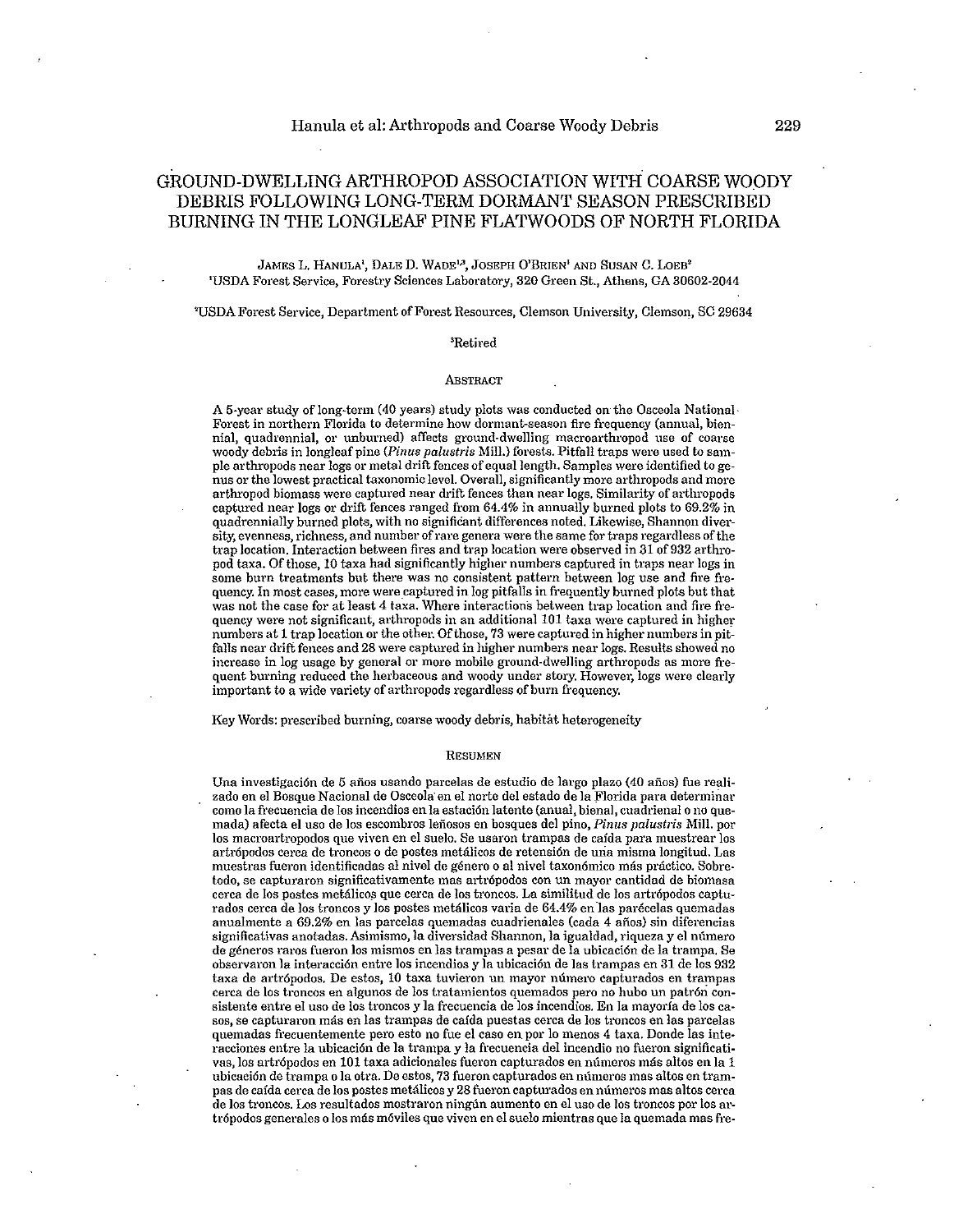# GROUND-DWELLING ARTHROPOD ASSOCIATION WITH COARSE WOODY DEBRIS FOLLOWING LONG-TERM DORMANT SEASON PRESCRIBED BURNING IN THE LONGLEAF PINE FLATWOODS OF NORTH FLORIDA

JAMES L. HANULA[1], DALE D. WADE[1,3], JOSEPH O'BRIEN[1] AND SUSAN C. LOEB[2]

[1]USDA Forest Service, Forestry Sciences Laboratory, 320 Green St., Athens, GA 30602-2044

[2]USDA Forest Service, Department of Forest Resources, Clemson University, Clemson, SC 29634

[3]Retired

## ABSTRACT

A 5-year study of long-term (40 years) study plots was conducted on the Osceola National Forest in northern Florida to determine how dormant-season fire frequency (annual, biennial, quadrennial, or unburned) affects ground-dwelling macroarthropod use of coarse woody debris in longleaf pine (*Pinus palustris* Mill.) forests. Pitfall traps were used to sample arthropods near logs or metal drift fences of equal length. Samples were identified to genus or the lowest practical taxonomic level. Overall, significantly more arthropods and more arthropod biomass were captured near drift fences than near logs. Similarity of arthropods captured near logs or drift fences ranged from 64.4% in annually burned plots to 69.2% in quadrennially burned plots, with no significant differences noted. Likewise, Shannon diversity, evenness, richness, and number of rare genera were the same for traps regardless of the trap location. Interaction between fires and trap location were observed in 31 of 932 arthropod taxa. Of those, 10 taxa had significantly higher numbers captured in traps near logs in some burn treatments but there was no consistent pattern between log use and fire frequency. In most cases, more were captured in log pitfalls in frequently burned plots but that was not the case for at least 4 taxa. Where interactions between trap location and fire frequency were not significant, arthropods in an additional 101 taxa were captured in higher numbers at 1 trap location or the other. Of those, 73 were captured in higher numbers in pitfalls near drift fences and 28 were captured in higher numbers near logs. Results showed no increase in log usage by general or more mobile ground-dwelling arthropods as more frequent burning reduced the herbaceous and woody under story. However, logs were clearly important to a wide variety of arthropods regardless of burn frequency.

Key Words: prescribed burning, coarse woody debris, habitat heterogeneity

## RESUMEN

Una investigación de 5 años usando parcelas de estudio de largo plazo (40 años) fue realizado en el Bosque Nacional de Osceola en el norte del estado de la Florida para determinar como la frecuencia de los incendios en la estación latente (anual, bienal, cuadrienal o no quemada) afecta el uso de los escombros leñosos en bosques del pino, *Pinus palustris* Mill. por los macroartropodos que viven en el suelo. Se usaron trampas de caída para muestrear los artrópodos cerca de troncos o de postes metálicos de retensión de una misma longitud. Las muestras fueron identificadas al nivel de género o al nivel taxonómico más práctico. Sobretodo, se capturaron significativamente mas artrópodos con un mayor cantidad de biomasa cerca de los postes metálicos que cerca de los troncos. La similitud de los artrópodos capturados cerca de los troncos y los postes metálicos varia de 64.4% en las parécelas quemadas anualmente a 69.2% en las parcelas quemadas cuadrienales (cada 4 años) sin diferencias significativas anotadas. Asimismo, la diversidad Shannon, la igualdad, riqueza y el número de géneros raros fueron los mismos en las trampas a pesar de la ubicación de la trampa. Se observaron la interacción entre los incendios y la ubicación de las trampas en 31 de los 932 taxa de artrópodos. De estos, 10 taxa tuvieron un mayor número capturados en trampas cerca de los troncos en algunos de los tratamientos quemados pero no hubo un patrón consistente entre el uso de los troncos y la frecuencia de los incendios. En la mayoría de los casos, se capturaron más en las trampas de caída puestas cerca de los troncos en las parcelas quemadas frecuentemente pero esto no fue el caso en por lo menos 4 taxa. Donde las interacciones entre la ubicación de la trampa y la frecuencia del incendio no fueron significativas, los artrópodos en 101 taxa adicionales fueron capturados en números más altos en la 1 ubicación de trampa o la otra. De estos, 73 fueron capturados en números mas altos en trampas de caída cerca de los postes metálicos y 28 fueron capturados en números mas altos cerca de los troncos. Los resultados mostraron ningún aumento en el uso de los troncos por los artrópodos generales o los más móviles que viven en el suelo mientras que la quemada mas fre-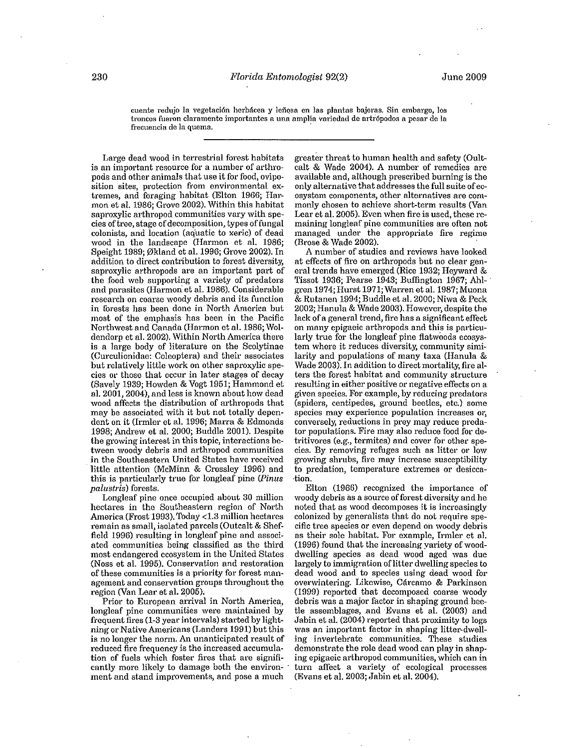cuente redujo la vegetación herbácea y leñosa en las plantas bajeras. Sin embargo, los troncos fueron claramente importantes a una amplia variedad de artrópodos a pesar de la frecuencia de la quema.

---

Large dead wood in terrestrial forest habitats is an important resource for a number of arthropods and other animals that use it for food, oviposition sites, protection from environmental extremes, and foraging habitat (Elton 1966; Harmon et al. 1986; Grove 2002). Within this habitat saproxylic arthropod communities vary with species of tree, stage of decomposition, types of fungal colonists, and location (aquatic to xeric) of dead wood in the landscape (Harmon et al. 1986; Speight 1989; Økland et al. 1996; Grove 2002). In addition to direct contribution to forest diversity, saproxylic arthropods are an important part of the food web supporting a variety of predators and parasites (Harmon et al. 1986). Considerable research on coarse woody debris and its function in forests has been done in North America but most of the emphasis has been in the Pacific Northwest and Canada (Harmon et al. 1986; Woldendorp et al. 2002). Within North America there is a large body of literature on the Scolytinae (Curculionidae: Coleoptera) and their associates but relatively little work on other saproxylic species or those that occur in later stages of decay (Savely 1939; Howden & Vogt 1951; Hammond et al. 2001, 2004), and less is known about how dead wood affects the distribution of arthropods that may be associated with it but not totally dependent on it (Irmler et al. 1996; Marra & Edmonds 1998; Andrew et al. 2000; Buddle 2001). Despite the growing interest in this topic, interactions between woody debris and arthropod communities in the Southeastern United States have received little attention (McMinn & Crossley 1996) and this is particularly true for longleaf pine (*Pinus palustris*) forests.

Longleaf pine once occupied about 30 million hectares in the Southeastern region of North America (Frost 1993). Today <1.3 million hectares remain as small, isolated parcels (Outcalt & Sheffield 1996) resulting in longleaf pine and associated communities being classified as the third most endangered ecosystem in the United States (Noss et al. 1995). Conservation and restoration of these communities is a priority for forest management and conservation groups throughout the region (Van Lear et al. 2005).

Prior to European arrival in North America, longleaf pine communities were maintained by frequent fires (1-3 year intervals) started by lightning or Native Americans (Landers 1991) but this is no longer the norm. An unanticipated result of reduced fire frequency is the increased accumulation of fuels which foster fires that are significantly more likely to damage both the environment and stand improvements, and pose a much greater threat to human health and safety (Oultcalt & Wade 2004). A number of remedies are available and, although prescribed burning is the only alternative that addresses the full suite of ecosystem components, other alternatives are commonly chosen to achieve short-term results (Van Lear et al. 2005). Even when fire is used, these remaining longleaf pine communities are often not managed under the appropriate fire regime (Brose & Wade 2002).

A number of studies and reviews have looked at effects of fire on arthropods but no clear general trends have emerged (Rice 1932; Heyward & Tissot 1936; Pearse 1943; Buffington 1967; Ahlgren 1974; Hurst 1971; Warren et al. 1987; Muona & Rutanen 1994; Buddle et al. 2000; Niwa & Peck 2002; Hanula & Wade 2003). However, despite the lack of a general trend, fire has a significant effect on many epigaeic arthropods and this is particularly true for the longleaf pine flatwoods ecosystem where it reduces diversity, community similarity and populations of many taxa (Hanula & Wade 2003). In addition to direct mortality, fire alters the forest habitat and community structure resulting in either positive or negative effects on a given species. For example, by reducing predators (spiders, centipedes, ground beetles, etc.) some species may experience population increases or, conversely, reductions in prey may reduce predator populations. Fire may also reduce food for detritivores (e.g., termites) and cover for other species. By removing refuges such as litter or low growing shrubs, fire may increase susceptibility to predation, temperature extremes or desiccation.

Elton (1966) recognized the importance of woody debris as a source of forest diversity and he noted that as wood decomposes it is increasingly colonized by generalists that do not require specific tree species or even depend on woody debris as their sole habitat. For example, Irmler et al. (1996) found that the increasing variety of wood-dwelling species as dead wood aged was due largely to immigration of litter dwelling species to dead wood and to species using dead wood for overwintering. Likewise, Cárcamo & Parkinson (1999) reported that decomposed coarse woody debris was a major factor in shaping ground beetle assemblages, and Evans et al. (2003) and Jabin et al. (2004) reported that proximity to logs was an important factor in shaping litter-dwelling invertebrate communities. These studies demonstrate the role dead wood can play in shaping epigaeic arthropod communities, which can in turn affect a variety of ecological processes (Evans et al. 2003; Jabin et al. 2004).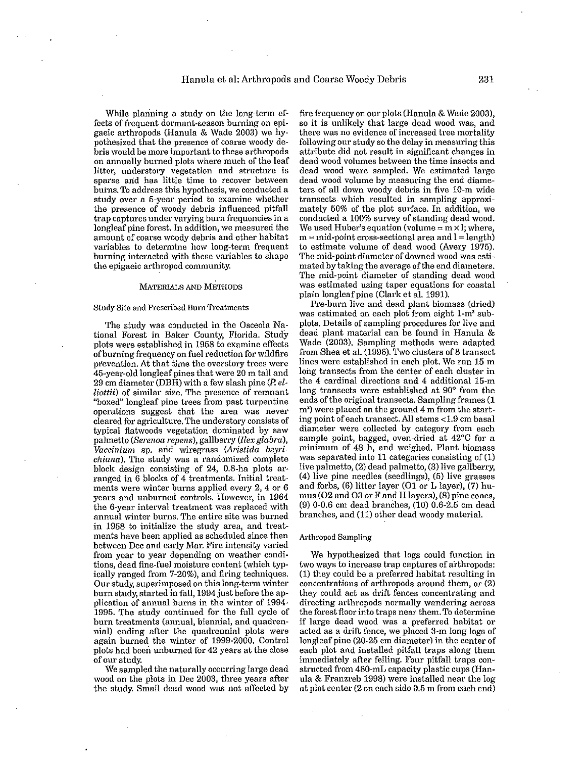While planning a study on the long-term effects of frequent dormant-season burning on epigaeic arthropods (Hanula & Wade 2003) we hypothesized that the presence of coarse woody debris would be more important to these arthropods on annually burned plots where much of the leaf litter, understory vegetation and structure is sparse and has little time to recover between burns. To address this hypothesis, we conducted a study over a 5-year period to examine whether the presence of woody debris influenced pitfall trap captures under varying burn frequencies in a longleaf pine forest. In addition, we measured the amount of coarse woody debris and other habitat variables to determine how long-term frequent burning interacted with these variables to shape the epigaeic arthropod community.

## MATERIALS AND METHODS

### Study Site and Prescribed Burn Treatments

The study was conducted in the Osceola National Forest in Baker County, Florida. Study plots were established in 1958 to examine effects of burning frequency on fuel reduction for wildfire prevention. At that time the overstory trees were 45-year-old longleaf pines that were 20 m tall and 29 cm diameter (DBH) with a few slash pine (*P. elliottii*) of similar size. The presence of remnant "boxed" longleaf pine trees from past turpentine operations suggest that the area was never cleared for agriculture. The understory consists of typical flatwoods vegetation dominated by saw palmetto (*Serenoa repens*), gallberry (*Ilex glabra*), *Vaccinium* sp. and wiregrass (*Aristida beyrichiana*). The study was a randomized complete block design consisting of 24, 0.8-ha plots arranged in 6 blocks of 4 treatments. Initial treatments were winter burns applied every 2, 4 or 6 years and unburned controls. However, in 1964 the 6-year interval treatment was replaced with annual winter burns. The entire site was burned in 1958 to initialize the study area, and treatments have been applied as scheduled since then between Dec and early Mar. Fire intensity varied from year to year depending on weather conditions, dead fine-fuel moisture content (which typically ranged from 7-20%), and firing techniques. Our study, superimposed on this long-term winter burn study, started in fall, 1994 just before the application of annual burns in the winter of 1994-1995. The study continued for the full cycle of burn treatments (annual, biennial, and quadrennial) ending after the quadrennial plots were again burned the winter of 1999-2000. Control plots had been unburned for 42 years at the close of our study.

We sampled the naturally occurring large dead wood on the plots in Dec 2003, three years after the study. Small dead wood was not affected by fire frequency on our plots (Hanula & Wade 2003), so it is unlikely that large dead wood was, and there was no evidence of increased tree mortality following our study so the delay in measuring this attribute did not result in significant changes in dead wood volumes between the time insects and dead wood were sampled. We estimated large dead wood volume by measuring the end diameters of all down woody debris in five 10-m wide transects which resulted in sampling approximately 50% of the plot surface. In addition, we conducted a 100% survey of standing dead wood. We used Huber's equation (volume = $m \times l$; where, $m$ = mid-point cross-sectional area and $l$ = length) to estimate volume of dead wood (Avery 1975). The mid-point diameter of downed wood was estimated by taking the average of the end diameters. The mid-point diameter of standing dead wood was estimated using taper equations for coastal plain longleaf pine (Clark et al. 1991).

Pre-burn live and dead plant biomass (dried) was estimated on each plot from eight 1-m² subplots. Details of sampling procedures for live and dead plant material can be found in Hanula & Wade (2003). Sampling methods were adapted from Shea et al. (1996). Two clusters of 8 transect lines were established in each plot. We ran 15 m long transects from the center of each cluster in the 4 cardinal directions and 4 additional 15-m long transects were established at 90° from the ends of the original transects. Sampling frames (1 m²) were placed on the ground 4 m from the starting point of each transect. All stems <1.9 cm basal diameter were collected by category from each sample point, bagged, oven-dried at 42°C for a minimum of 48 h, and weighed. Plant biomass was separated into 11 categories consisting of (1) live palmetto, (2) dead palmetto, (3) live gallberry, (4) live pine needles (seedlings), (5) live grasses and forbs, (6) litter layer (O1 or L layer), (7) humus (O2 and O3 or F and H layers), (8) pine cones, (9) 0-0.6 cm dead branches, (10) 0.6-2.5 cm dead branches, and (11) other dead woody material.

### Arthropod Sampling

We hypothesized that logs could function in two ways to increase trap captures of arthropods: (1) they could be a preferred habitat resulting in concentrations of arthropods around them, or (2) they could act as drift fences concentrating and directing arthropods normally wandering across the forest floor into traps near them. To determine if large dead wood was a preferred habitat or acted as a drift fence, we placed 3-m long logs of longleaf pine (20-25 cm diameter) in the center of each plot and installed pitfall traps along them immediately after felling. Four pitfall traps constructed from 480-mL capacity plastic cups (Hanula & Franzreb 1998) were installed near the log at plot center (2 on each side 0.5 m from each end)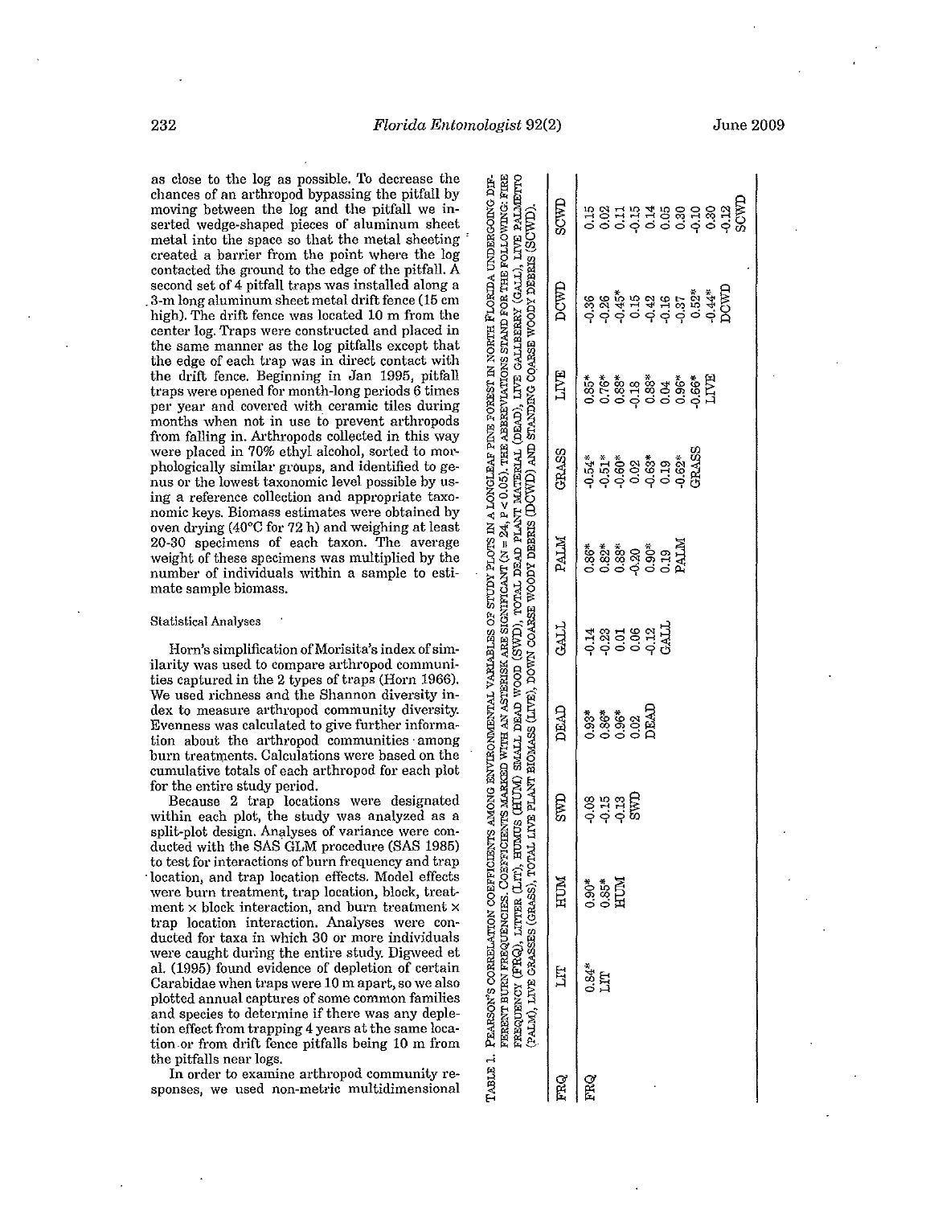as close to the log as possible. To decrease the chances of an arthropod bypassing the pitfall by moving between the log and the pitfall we inserted wedge-shaped pieces of aluminum sheet metal into the space so that the metal sheeting created a barrier from the point where the log contacted the ground to the edge of the pitfall. A second set of 4 pitfall traps was installed along a 3-m long aluminum sheet metal drift fence (15 cm high). The drift fence was located 10 m from the center log. Traps were constructed and placed in the same manner as the log pitfalls except that the edge of each trap was in direct contact with the drift fence. Beginning in Jan 1995, pitfall traps were opened for month-long periods 6 times per year and covered with ceramic tiles during months when not in use to prevent arthropods from falling in. Arthropods collected in this way were placed in 70% ethyl alcohol, sorted to morphologically similar groups, and identified to genus or the lowest taxonomic level possible by using a reference collection and appropriate taxonomic keys. Biomass estimates were obtained by oven drying (40°C for 72 h) and weighing at least 20-30 specimens of each taxon. The average weight of these specimens was multiplied by the number of individuals within a sample to estimate sample biomass.

### Statistical Analyses

Horn's simplification of Morisita's index of similarity was used to compare arthropod communities captured in the 2 types of traps (Horn 1966). We used richness and the Shannon diversity index to measure arthropod community diversity. Evenness was calculated to give further information about the arthropod communities among burn treatments. Calculations were based on the cumulative totals of each arthropod for each plot for the entire study period.

Because 2 trap locations were designated within each plot, the study was analyzed as a split-plot design. Analyses of variance were conducted with the SAS GLM procedure (SAS 1985) to test for interactions of burn frequency and trap location, and trap location effects. Model effects were burn treatment, trap location, block, treatment × block interaction, and burn treatment × trap location interaction. Analyses were conducted for taxa in which 30 or more individuals were caught during the entire study. Digweed et al. (1995) found evidence of depletion of certain Carabidae when traps were 10 m apart, so we also plotted annual captures of some common families and species to determine if there was any depletion effect from trapping 4 years at the same location or from drift fence pitfalls being 10 m from the pitfalls near logs.

In order to examine arthropod community responses, we used non-metric multidimensional

TABLE 1. PEARSON'S CORRELATION COEFFICIENTS AMONG ENVIRONMENTAL VARIABLES OF STUDY PLOTS IN A LONGLEAF PINE FOREST IN NORTH FLORIDA UNDERGOING DIFFERENT BURN FREQUENCIES. COEFFICIENTS MARKED WITH AN ASTERISK ARE SIGNIFICANT ($N = 24$, $P < 0.05$). THE ABBREVIATIONS STAND FOR THE FOLLOWING: FIRE FREQUENCY (FRQ), LITTER (LIT), HUMUS (HUM) SMALL DEAD WOOD (SWD), TOTAL DEAD PLANT MATERIAL (DEAD), LIVE GALLBERRY (GALL), LIVE PALMETTO (PALM), LIVE GRASSES (GRASS), TOTAL LIVE PLANT BIOMASS (LIVE), DOWN COARSE WOODY DEBRIS (DCWD) AND STANDING COARSE WOODY DEBRIS (SCWD).

| FRQ | LIT | HUM | SWD | DEAD | GALL | PALM | GRASS | LIVE | DCWD | SCWD |
|---|---|---|---|---|---|---|---|---|---|---|
| FRQ | 0.84* | 0.90* | -0.08 | 0.93* | -0.14 | 0.86* | -0.54* | 0.85* | -0.36 | 0.15 |
| | LIT | 0.85* | -0.15 | 0.86* | -0.23 | 0.82* | -0.51* | 0.76* | -0.26 | 0.02 |
| | | HUM | -0.13 | 0.96* | 0.01 | 0.88* | -0.60* | 0.88* | -0.45* | 0.11 |
| | | | SWD | 0.02 | 0.06 | -0.20 | 0.02 | -0.18 | 0.15 | -0.15 |
| | | | | DEAD | -0.12 | 0.90* | -0.63* | 0.83* | -0.42 | 0.14 |
| | | | | | GALL | 0.19 | 0.19 | 0.04 | -0.16 | 0.05 |
| | | | | | | PALM | -0.62* | 0.96* | -0.37 | 0.30 |
| | | | | | | | GRASS | -0.66* | 0.52* | -0.10 |
| | | | | | | | | LIVE | -0.44* | 0.30 |
| | | | | | | | | | DCWD | -0.12 |
| | | | | | | | | | | SCWD |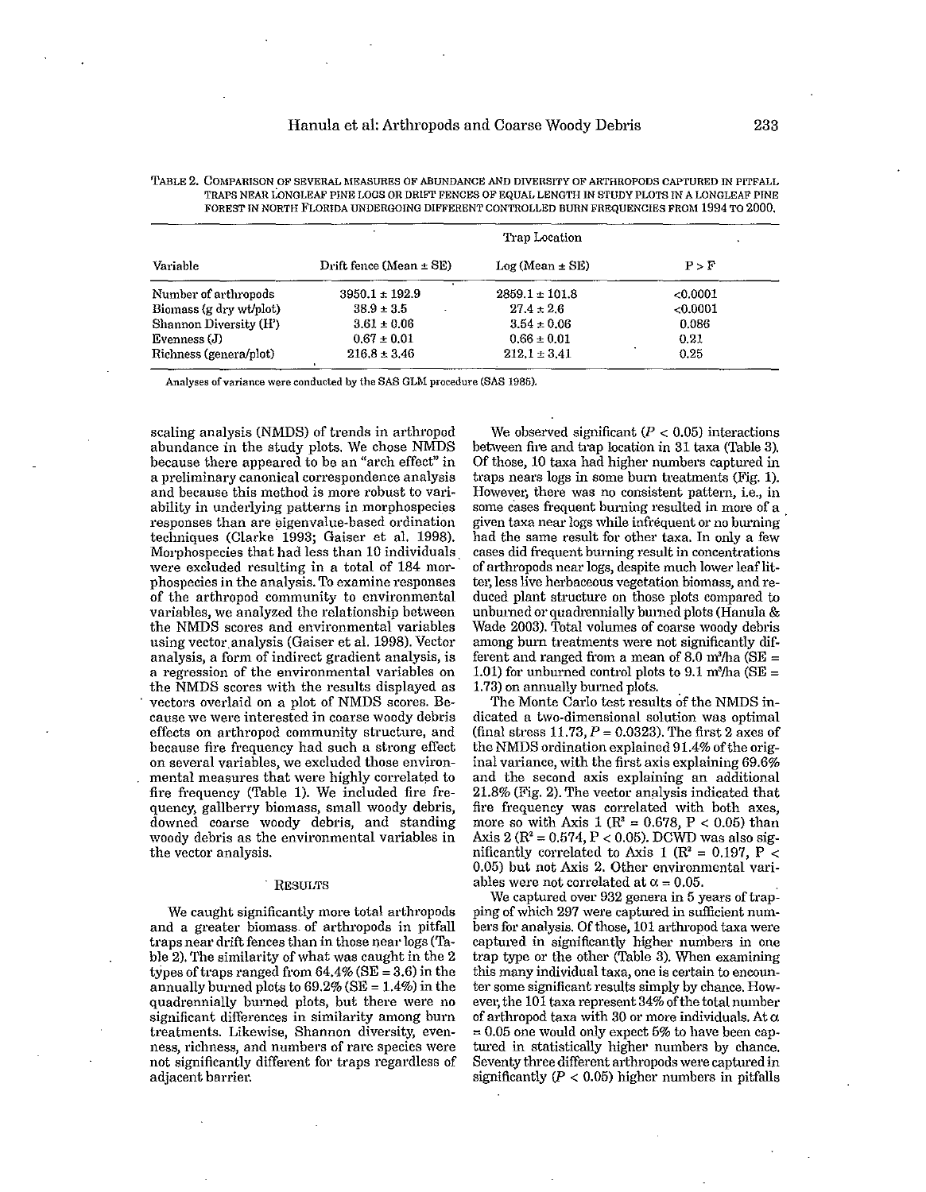TABLE 2. COMPARISON OF SEVERAL MEASURES OF ABUNDANCE AND DIVERSITY OF ARTHROPODS CAPTURED IN PITFALL TRAPS NEAR LONGLEAF PINE LOGS OR DRIFT FENCES OF EQUAL LENGTH IN STUDY PLOTS IN A LONGLEAF PINE FOREST IN NORTH FLORIDA UNDERGOING DIFFERENT CONTROLLED BURN FREQUENCIES FROM 1994 TO 2000.

| Variable | Trap Location | | |
|---|---|---|---|
| | Drift fence (Mean ± SE) | Log (Mean ± SE) | P > F |
| Number of arthropods | 3950.1 ± 192.9 | 2859.1 ± 101.8 | <0.0001 |
| Biomass (g dry wt/plot) | 38.9 ± 3.5 | 27.4 ± 2.6 | <0.0001 |
| Shannon Diversity (H') | 3.61 ± 0.06 | 3.54 ± 0.06 | 0.086 |
| Evenness (J) | 0.67 ± 0.01 | 0.66 ± 0.01 | 0.21 |
| Richness (genera/plot) | 216.8 ± 3.46 | 212.1 ± 3.41 | 0.25 |

Analyses of variance were conducted by the SAS GLM procedure (SAS 1985).

scaling analysis (NMDS) of trends in arthropod abundance in the study plots. We chose NMDS because there appeared to be an "arch effect" in a preliminary canonical correspondence analysis and because this method is more robust to variability in underlying patterns in morphospecies responses than are eigenvalue-based ordination techniques (Clarke 1993; Gaiser et al. 1998). Morphospecies that had less than 10 individuals were excluded resulting in a total of 184 morphospecies in the analysis. To examine responses of the arthropod community to environmental variables, we analyzed the relationship between the NMDS scores and environmental variables using vector analysis (Gaiser et al. 1998). Vector analysis, a form of indirect gradient analysis, is a regression of the environmental variables on the NMDS scores with the results displayed as vectors overlaid on a plot of NMDS scores. Because we were interested in coarse woody debris effects on arthropod community structure, and because fire frequency had such a strong effect on several variables, we excluded those environmental measures that were highly correlated to fire frequency (Table 1). We included fire frequency, gallberry biomass, small woody debris, downed coarse woody debris, and standing woody debris as the environmental variables in the vector analysis.

## RESULTS

We caught significantly more total arthropods and a greater biomass of arthropods in pitfall traps near drift fences than in those near logs (Table 2). The similarity of what was caught in the 2 types of traps ranged from 64.4% (SE = 3.6) in the annually burned plots to 69.2% (SE = 1.4%) in the quadrennially burned plots, but there were no significant differences in similarity among burn treatments. Likewise, Shannon diversity, evenness, richness, and numbers of rare species were not significantly different for traps regardless of adjacent barrier.

We observed significant ($P < 0.05$) interactions between fire and trap location in 31 taxa (Table 3). Of those, 10 taxa had higher numbers captured in traps nears logs in some burn treatments (Fig. 1). However, there was no consistent pattern, i.e., in some cases frequent burning resulted in more of a given taxa near logs while infrequent or no burning had the same result for other taxa. In only a few cases did frequent burning result in concentrations of arthropods near logs, despite much lower leaf litter, less live herbaceous vegetation biomass, and reduced plant structure on those plots compared to unburned or quadrennially burned plots (Hanula & Wade 2003). Total volumes of coarse woody debris among burn treatments were not significantly different and ranged from a mean of 8.0 $m^3$/ha (SE = 1.01) for unburned control plots to 9.1 $m^3$/ha (SE = 1.73) on annually burned plots.

The Monte Carlo test results of the NMDS indicated a two-dimensional solution was optimal (final stress 11.73, $P = 0.0323$). The first 2 axes of the NMDS ordination explained 91.4% of the original variance, with the first axis explaining 69.6% and the second axis explaining an additional 21.8% (Fig. 2). The vector analysis indicated that fire frequency was correlated with both axes, more so with Axis 1 ($R^2 = 0.678$, $P < 0.05$) than Axis 2 ($R^2 = 0.574$, $P < 0.05$). DCWD was also significantly correlated to Axis 1 ($R^2 = 0.197$, $P < 0.05$) but not Axis 2. Other environmental variables were not correlated at $\alpha = 0.05$.

We captured over 932 genera in 5 years of trapping of which 297 were captured in sufficient numbers for analysis. Of those, 101 arthropod taxa were captured in significantly higher numbers in one trap type or the other (Table 3). When examining this many individual taxa, one is certain to encounter some significant results simply by chance. However, the 101 taxa represent 34% of the total number of arthropod taxa with 30 or more individuals. At $\alpha = 0.05$ one would only expect 5% to have been captured in statistically higher numbers by chance. Seventy three different arthropods were captured in significantly ($P < 0.05$) higher numbers in pitfalls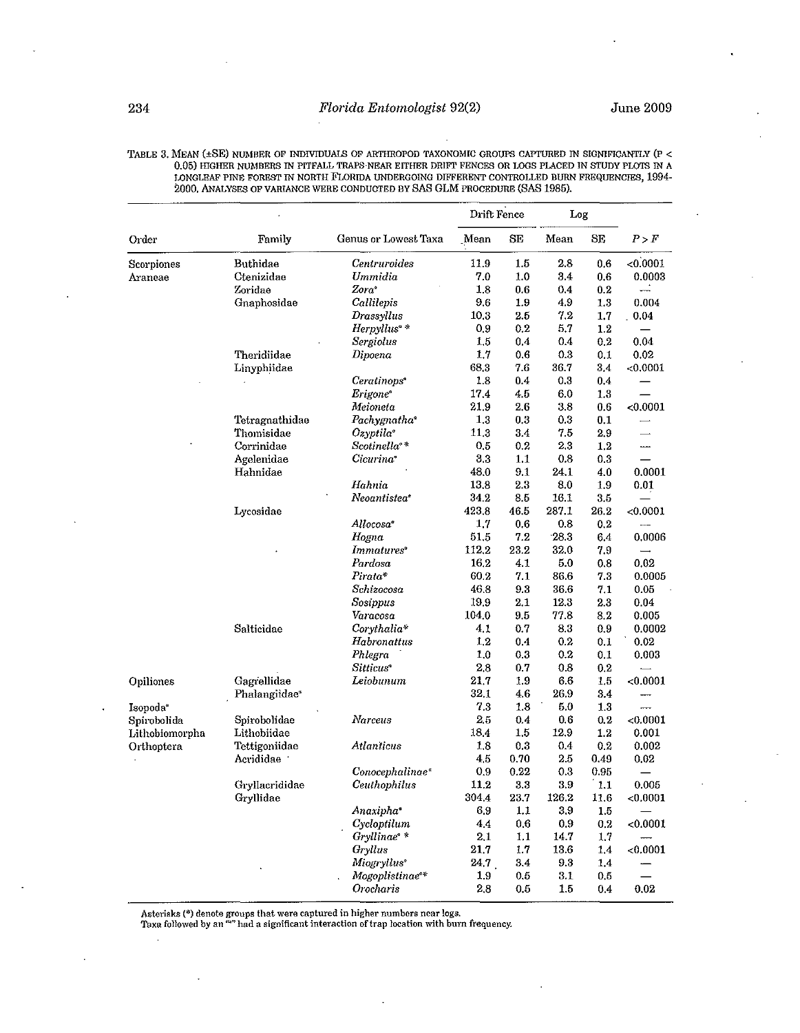TABLE 3. MEAN (±SE) NUMBER OF INDIVIDUALS OF ARTHROPOD TAXONOMIC GROUPS CAPTURED IN SIGNIFICANTLY ($P < 0.05$) HIGHER NUMBERS IN PITFALL TRAPS NEAR EITHER DRIFT FENCES OR LOGS PLACED IN STUDY PLOTS IN A LONGLEAF PINE FOREST IN NORTH FLORIDA UNDERGOING DIFFERENT CONTROLLED BURN FREQUENCIES, 1994-2000. ANALYSES OF VARIANCE WERE CONDUCTED BY SAS GLM PROCEDURE (SAS 1985).

| | | | Drift Fence | | Log | | |
|---|---|---|---|---|---|---|---|
| Order | Family | Genus or Lowest Taxa | Mean | SE | Mean | SE | $P > F$ |
| Scorpiones | Buthidae | *Centruroides* | 11.9 | 1.5 | 2.8 | 0.6 | <0.0001 |
| Araneae | Ctenizidae | *Ummidia* | 7.0 | 1.0 | 3.4 | 0.6 | 0.0003 |
| | Zoridae | *Zora*° | 1.8 | 0.6 | 0.4 | 0.2 | — |
| | Gnaphosidae | *Callilepis* | 9.6 | 1.9 | 4.9 | 1.3 | 0.004 |
| | | *Drassyllus* | 10.3 | 2.5 | 7.2 | 1.7 | 0.04 |
| | | *Herpyllus*° * | 0.9 | 0.2 | 5.7 | 1.2 | — |
| | | *Sergiolus* | 1.5 | 0.4 | 0.4 | 0.2 | 0.04 |
| | Theridiidae | *Dipoena* | 1.7 | 0.6 | 0.3 | 0.1 | 0.02 |
| | Linyphiidae | | 68.3 | 7.6 | 36.7 | 3.4 | <0.0001 |
| | | *Ceratinops*° | 1.8 | 0.4 | 0.3 | 0.4 | — |
| | | *Erigone*° | 17.4 | 4.5 | 6.0 | 1.3 | — |
| | | *Meioneta* | 21.9 | 2.6 | 3.8 | 0.6 | <0.0001 |
| | Tetragnathidae | *Pachygnatha*° | 1.3 | 0.3 | 0.3 | 0.1 | — |
| | Thomisidae | *Ozyptila*° | 11.3 | 3.4 | 7.5 | 2.9 | — |
| | Corrinidae | *Scotinella*° * | 0.5 | 0.2 | 2.3 | 1.2 | — |
| | Agelenidae | *Cicurina*° | 3.3 | 1.1 | 0.8 | 0.3 | — |
| | Hahnidae | | 48.0 | 9.1 | 24.1 | 4.0 | 0.0001 |
| | | *Hahnia* | 13.8 | 2.3 | 8.0 | 1.9 | 0.01 |
| | | *Neoantistea*° | 34.2 | 8.5 | 16.1 | 3.5 | — |
| | Lycosidae | | 423.8 | 46.5 | 287.1 | 26.2 | <0.0001 |
| | | *Allocosa*° | 1.7 | 0.6 | 0.8 | 0.2 | — |
| | | *Hogna* | 51.5 | 7.2 | 28.3 | 6.4 | 0.0006 |
| | | *Immatures*° | 112.2 | 23.2 | 32.0 | 7.9 | — |
| | | *Pardosa* | 16.2 | 4.1 | 5.0 | 0.8 | 0.02 |
| | | *Pirata** | 60.2 | 7.1 | 86.6 | 7.3 | 0.0005 |
| | | *Schizocosa* | 46.8 | 9.3 | 36.6 | 7.1 | 0.05 |
| | | *Sosippus* | 19.9 | 2.1 | 12.3 | 2.3 | 0.04 |
| | | *Varacosa* | 104.0 | 9.5 | 77.8 | 8.2 | 0.005 |
| | Salticidae | *Corythalia** | 4.1 | 0.7 | 8.3 | 0.9 | 0.0002 |
| | | *Habronattus* | 1.2 | 0.4 | 0.2 | 0.1 | 0.02 |
| | | *Phlegra* | 1.0 | 0.3 | 0.2 | 0.1 | 0.003 |
| | | *Sitticus*° | 2.8 | 0.7 | 0.8 | 0.2 | — |
| Opiliones | Gagrellidae | *Leiobunum* | 21.7 | 1.9 | 6.6 | 1.5 | <0.0001 |
| | Phalangiidae° | | 32.1 | 4.6 | 26.9 | 3.4 | — |
| Isopoda° | | | 7.3 | 1.8 | 5.0 | 1.3 | — |
| Spirobolida | Spirobolidae | *Narceus* | 2.5 | 0.4 | 0.6 | 0.2 | <0.0001 |
| Lithobiomorpha | Lithobiidae | | 18.4 | 1.5 | 12.9 | 1.2 | 0.001 |
| Orthoptera | Tettigoniidae | *Atlanticus* | 1.8 | 0.3 | 0.4 | 0.2 | 0.002 |
| | Acrididae | | 4.5 | 0.70 | 2.5 | 0.49 | 0.02 |
| | | *Conocephalinae*° | 0.9 | 0.22 | 0.3 | 0.95 | — |
| | Gryllacrididae | *Ceuthophilus* | 11.2 | 3.3 | 3.9 | 1.1 | 0.005 |
| | Gryllidae | | 304.4 | 23.7 | 126.2 | 11.6 | <0.0001 |
| | | *Anaxipha*° | 6.9 | 1.1 | 3.9 | 1.5 | — |
| | | *Cycloptilum* | 4.4 | 0.6 | 0.9 | 0.2 | <0.0001 |
| | | *Gryllinae*° * | 2.1 | 1.1 | 14.7 | 1.7 | — |
| | | *Gryllus* | 21.7 | 1.7 | 13.6 | 1.4 | <0.0001 |
| | | *Miogryllus*° | 24.7 | 3.4 | 9.3 | 1.4 | — |
| | | *Mogoplistinae*°* | 1.9 | 0.5 | 3.1 | 0.5 | — |
| | | *Orocharis* | 2.8 | 0.5 | 1.5 | 0.4 | 0.02 |

Asterisks (*) denote groups that were captured in higher numbers near logs.
Taxa followed by an "°" had a significant interaction of trap location with burn frequency.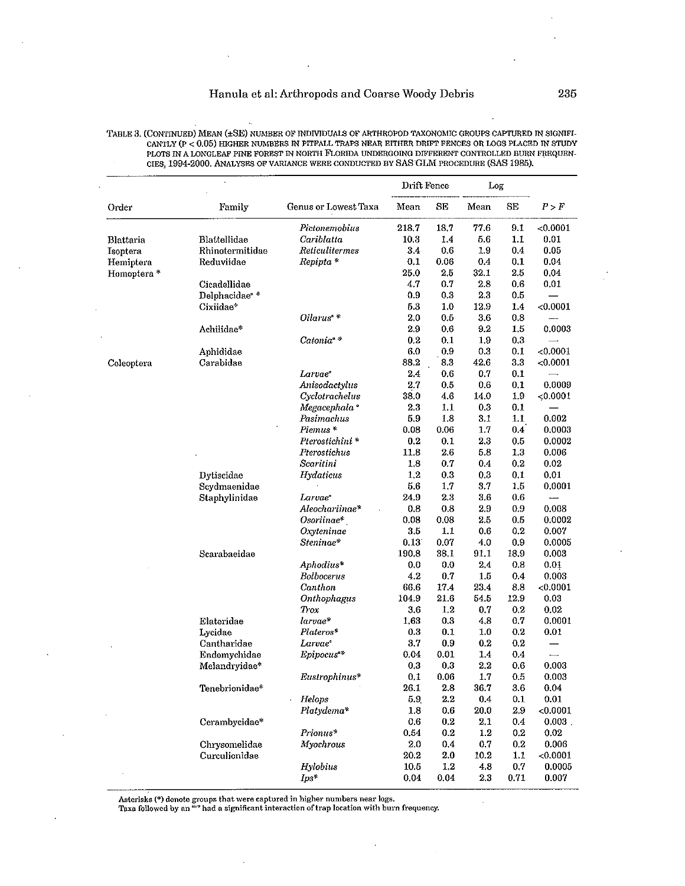TABLE 3. (CONTINUED) MEAN (±SE) NUMBER OF INDIVIDUALS OF ARTHROPOD TAXONOMIC GROUPS CAPTURED IN SIGNIFICANTLY (P < 0.05) HIGHER NUMBERS IN PITFALL TRAPS NEAR EITHER DRIFT FENCES OR LOGS PLACED IN STUDY PLOTS IN A LONGLEAF PINE FOREST IN NORTH FLORIDA UNDERGOING DIFFERENT CONTROLLED BURN FREQUENCIES, 1994-2000. ANALYSES OF VARIANCE WERE CONDUCTED BY SAS GLM PROCEDURE (SAS 1985).

| | | | Drift Fence | | Log | | |
|---|---|---|---|---|---|---|---|
| Order | Family | Genus or Lowest Taxa | Mean | SE | Mean | SE | $P > F$ |
| | | *Pictonemobius* | 218.7 | 18.7 | 77.6 | 9.1 | <0.0001 |
| Blattaria | Blattellidae | *Cariblatta* | 10.3 | 1.4 | 5.6 | 1.1 | 0.01 |
| Isoptera | Rhinotermitidae | *Reticulitermes* | 3.4 | 0.6 | 1.9 | 0.4 | 0.05 |
| Hemiptera | Reduviidae | *Repipta* * | 0.1 | 0.06 | 0.4 | 0.1 | 0.04 |
| Homoptera * | | | 25.0 | 2.5 | 32.1 | 2.5 | 0.04 |
| | Cicadellidae | | 4.7 | 0.7 | 2.8 | 0.6 | 0.01 |
| | Delphacidae° * | | 0.9 | 0.3 | 2.3 | 0.5 | — |
| | Cixiidae* | | 5.3 | 1.0 | 12.9 | 1.4 | <0.0001 |
| | | *Oilarus*° * | 2.0 | 0.5 | 3.6 | 0.8 | — |
| | Achilidae* | | 2.9 | 0.6 | 9.2 | 1.5 | 0.0003 |
| | | *Catonia*° * | 0.2 | 0.1 | 1.9 | 0.3 | — |
| | Aphididae | | 6.0 | 0.9 | 0.3 | 0.1 | <0.0001 |
| Coleoptera | Carabidae | | 88.2 | 8.3 | 42.6 | 3.3 | <0.0001 |
| | | *Larvae*° | 2.4 | 0.6 | 0.7 | 0.1 | — |
| | | *Anisodactylus* | 2.7 | 0.5 | 0.6 | 0.1 | 0.0009 |
| | | *Cyclotrachelus* | 38.0 | 4.6 | 14.0 | 1.9 | <0.0001 |
| | | *Megacephala*° | 2.3 | 1.1 | 0.3 | 0.1 | — |
| | | *Pasimachus* | 5.9 | 1.8 | 3.1 | 1.1 | 0.002 |
| | | *Piemus* * | 0.08 | 0.06 | 1.7 | 0.4 | 0.0003 |
| | | *Pterostichini* * | 0.2 | 0.1 | 2.3 | 0.5 | 0.0002 |
| | | *Pterostichus* | 11.8 | 2.6 | 5.8 | 1.3 | 0.006 |
| | | *Scaritini* | 1.8 | 0.7 | 0.4 | 0.2 | 0.02 |
| | Dytiscidae | *Hydaticus* | 1.2 | 0.3 | 0.3 | 0.1 | 0.01 |
| | Scydmaenidae | | 5.6 | 1.7 | 3.7 | 1.5 | 0.0001 |
| | Staphylinidae | *Larvae*° | 24.9 | 2.3 | 3.6 | 0.6 | — |
| | | *Aleocharinae** | 0.8 | 0.8 | 2.9 | 0.9 | 0.008 |
| | | *Osoriinae** | 0.08 | 0.08 | 2.5 | 0.5 | 0.0002 |
| | | *Oxyteninae* | 3.5 | 1.1 | 0.6 | 0.2 | 0.007 |
| | | *Steninae** | 0.13 | 0.07 | 4.0 | 0.9 | 0.0005 |
| | Scarabaeidae | | 190.8 | 38.1 | 91.1 | 18.9 | 0.003 |
| | | *Aphodius** | 0.0 | 0.0 | 2.4 | 0.8 | 0.01 |
| | | *Bolbocerus* | 4.2 | 0.7 | 1.5 | 0.4 | 0.003 |
| | | *Canthon* | 66.6 | 17.4 | 23.4 | 8.8 | <0.0001 |
| | | *Onthophagus* | 104.9 | 21.6 | 54.5 | 12.9 | 0.03 |
| | | *Trox* | 3.6 | 1.2 | 0.7 | 0.2 | 0.02 |
| | Elateridae | *larvae** | 1.63 | 0.3 | 4.8 | 0.7 | 0.0001 |
| | Lycidae | *Plateros** | 0.3 | 0.1 | 1.0 | 0.2 | 0.01 |
| | Cantharidae | *Larvae*° | 3.7 | 0.9 | 0.2 | 0.2 | — |
| | Endomychidae | *Epipocus*°* | 0.04 | 0.01 | 1.4 | 0.4 | — |
| | Melandryidae* | | 0.3 | 0.3 | 2.2 | 0.6 | 0.003 |
| | | *Eustrophinus** | 0.1 | 0.06 | 1.7 | 0.5 | 0.003 |
| | Tenebrionidae* | | 26.1 | 2.8 | 36.7 | 3.6 | 0.04 |
| | | *Helops* | 5.9 | 2.2 | 0.4 | 0.1 | 0.01 |
| | | *Platydema** | 1.8 | 0.6 | 20.0 | 2.9 | <0.0001 |
| | Cerambycidae* | | 0.6 | 0.2 | 2.1 | 0.4 | 0.003 |
| | | *Prionus** | 0.54 | 0.2 | 1.2 | 0.2 | 0.02 |
| | Chrysomelidae | *Myochrous* | 2.0 | 0.4 | 0.7 | 0.2 | 0.006 |
| | Curculionidae | | 20.2 | 2.0 | 10.2 | 1.1 | <0.0001 |
| | | *Hylobius* | 10.5 | 1.2 | 4.8 | 0.7 | 0.0005 |
| | | *Ips** | 0.04 | 0.04 | 2.3 | 0.71 | 0.007 |

Asterisks (*) denote groups that were captured in higher numbers near logs.
Taxa followed by an "°" had a significant interaction of trap location with burn frequency.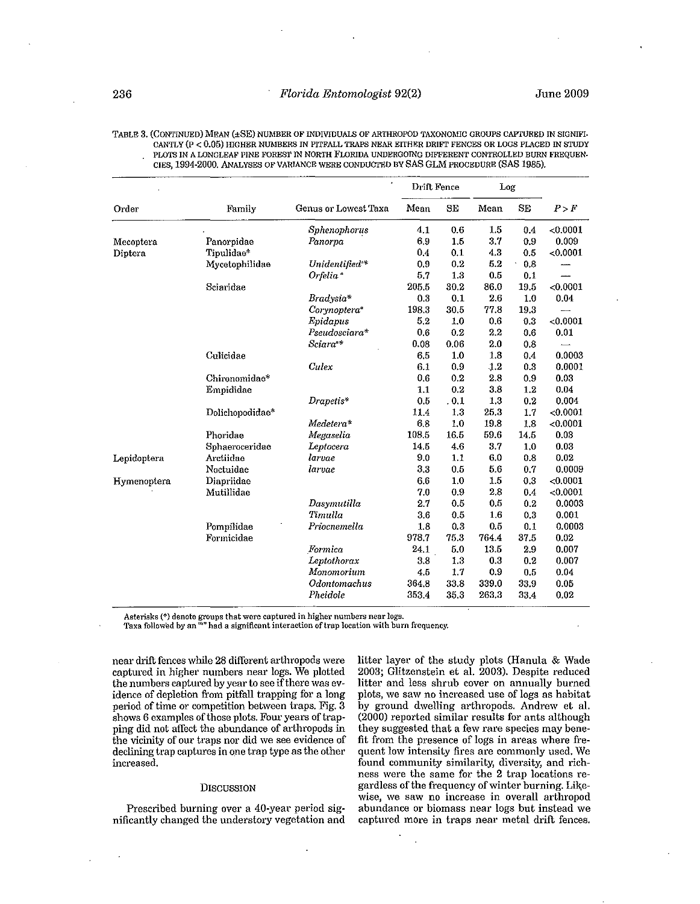TABLE 3. (CONTINUED) MEAN (±SE) NUMBER OF INDIVIDUALS OF ARTHROPOD TAXONOMIC GROUPS CAPTURED IN SIGNIFICANTLY (P < 0.05) HIGHER NUMBERS IN PITFALL TRAPS NEAR EITHER DRIFT FENCES OR LOGS PLACED IN STUDY PLOTS IN A LONGLEAF PINE FOREST IN NORTH FLORIDA UNDERGOING DIFFERENT CONTROLLED BURN FREQUENCIES, 1994-2000. ANALYSES OF VARIANCE WERE CONDUCTED BY SAS GLM PROCEDURE (SAS 1985).

| Order | Family | Genus or Lowest Taxa | Drift Fence Mean | Drift Fence SE | Log Mean | Log SE | $P > F$ |
|---|---|---|---|---|---|---|---|
| | | *Sphenophorus* | 4.1 | 0.6 | 1.5 | 0.4 | <0.0001 |
| Mecoptera | Panorpidae | *Panorpa* | 6.9 | 1.5 | 3.7 | 0.9 | 0.009 |
| Diptera | Tipulidae* | | 0.4 | 0.1 | 4.3 | 0.5 | <0.0001 |
| | Mycetophilidae | *Unidentified*°* | 0.9 | 0.2 | 5.2 | 0.8 | — |
| | | *Orfelia*° | 5.7 | 1.3 | 0.5 | 0.1 | — |
| | Sciaridae | | 205.5 | 30.2 | 86.0 | 19.5 | <0.0001 |
| | | *Bradysia** | 0.3 | 0.1 | 2.6 | 1.0 | 0.04 |
| | | *Corynoptera*° | 198.3 | 30.5 | 77.8 | 19.3 | — |
| | | *Epidapus* | 5.2 | 1.0 | 0.6 | 0.3 | <0.0001 |
| | | *Pseudosciara** | 0.6 | 0.2 | 2.2 | 0.6 | 0.01 |
| | | *Sciara*°* | 0.08 | 0.06 | 2.0 | 0.8 | — |
| | Culicidae | | 6.5 | 1.0 | 1.8 | 0.4 | 0.0003 |
| | | *Culex* | 6.1 | 0.9 | 1.2 | 0.3 | 0.0001 |
| | Chironomidae* | | 0.6 | 0.2 | 2.8 | 0.9 | 0.03 |
| | Empididae | | 1.1 | 0.2 | 3.8 | 1.2 | 0.04 |
| | | *Drapetis** | 0.5 | 0.1 | 1.3 | 0.2 | 0.004 |
| | Dolichopodidae* | | 11.4 | 1.3 | 25.3 | 1.7 | <0.0001 |
| | | *Medetera** | 6.8 | 1.0 | 19.8 | 1.8 | <0.0001 |
| | Phoridae | *Megaselia* | 108.5 | 16.5 | 59.6 | 14.5 | 0.03 |
| | Sphaeroceridae | *Leptocera* | 14.5 | 4.6 | 3.7 | 1.0 | 0.03 |
| Lepidoptera | Arctiidae | *larvae* | 9.0 | 1.1 | 6.0 | 0.8 | 0.02 |
| | Noctuidae | *larvae* | 3.3 | 0.5 | 5.6 | 0.7 | 0.0009 |
| Hymenoptera | Diapriidae | | 6.6 | 1.0 | 1.5 | 0.3 | <0.0001 |
| | Mutillidae | | 7.0 | 0.9 | 2.8 | 0.4 | <0.0001 |
| | | *Dasymutilla* | 2.7 | 0.5 | 0.5 | 0.2 | 0.0003 |
| | | *Timulla* | 3.6 | 0.5 | 1.6 | 0.3 | 0.001 |
| | Pompilidae | *Priocnemella* | 1.8 | 0.3 | 0.5 | 0.1 | 0.0003 |
| | Formicidae | | 978.7 | 75.3 | 764.4 | 37.5 | 0.02 |
| | | *Formica* | 24.1 | 5.0 | 13.5 | 2.9 | 0.007 |
| | | *Leptothorax* | 3.8 | 1.3 | 0.3 | 0.2 | 0.007 |
| | | *Monomorium* | 4.5 | 1.7 | 0.9 | 0.5 | 0.04 |
| | | *Odontomachus* | 364.8 | 33.8 | 339.0 | 33.9 | 0.05 |
| | | *Pheidole* | 353.4 | 35.3 | 263.3 | 33.4 | 0.02 |

Asterisks (*) denote groups that were captured in higher numbers near logs.
Taxa followed by an "°" had a significant interaction of trap location with burn frequency.

near drift fences while 28 different arthropods were captured in higher numbers near logs. We plotted the numbers captured by year to see if there was evidence of depletion from pitfall trapping for a long period of time or competition between traps. Fig. 3 shows 6 examples of those plots. Four years of trapping did not affect the abundance of arthropods in the vicinity of our traps nor did we see evidence of declining trap captures in one trap type as the other increased.

## DISCUSSION

Prescribed burning over a 40-year period significantly changed the understory vegetation and litter layer of the study plots (Hanula & Wade 2003; Glitzenstein et al. 2003). Despite reduced litter and less shrub cover on annually burned plots, we saw no increased use of logs as habitat by ground dwelling arthropods. Andrew et al. (2000) reported similar results for ants although they suggested that a few rare species may benefit from the presence of logs in areas where frequent low intensity fires are commonly used. We found community similarity, diversity, and richness were the same for the 2 trap locations regardless of the frequency of winter burning. Likewise, we saw no increase in overall arthropod abundance or biomass near logs but instead we captured more in traps near metal drift fences.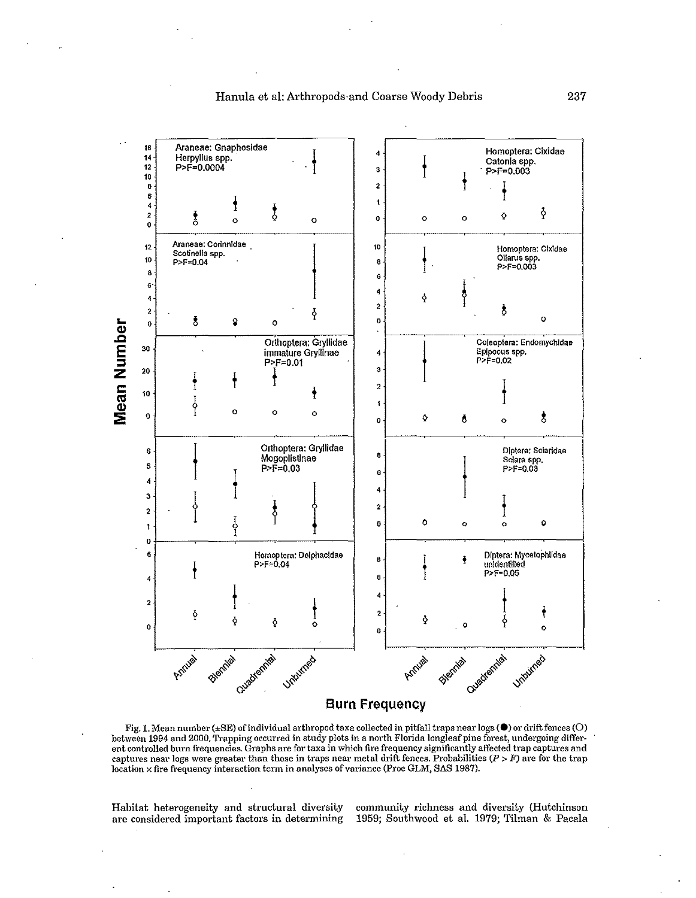Fig. 1. Mean number (±SE) of individual arthropod taxa collected in pitfall traps near logs (●) or drift fences (○) between 1994 and 2000. Trapping occurred in study plots in a north Florida longleaf pine forest, undergoing different controlled burn frequencies. Graphs are for taxa in which fire frequency significantly affected trap captures and captures near logs were greater than those in traps near metal drift fences. Probabilities ($P > F$) are for the trap location x fire frequency interaction term in analyses of variance (Proc GLM, SAS 1987).

Habitat heterogeneity and structural diversity are considered important factors in determining community richness and diversity (Hutchinson 1959; Southwood et al. 1979; Tilman & Pacala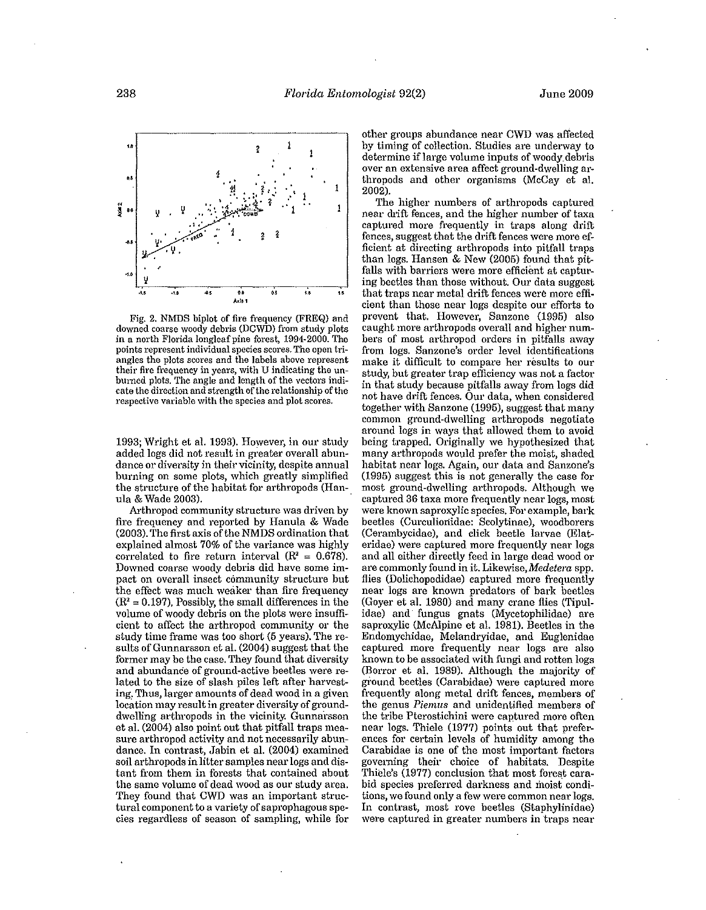Fig. 2. NMDS biplot of fire frequency (FREQ) and downed coarse woody debris (DCWD) from study plots in a north Florida longleaf pine forest, 1994-2000. The points represent individual species scores. The open triangles the plots scores and the labels above represent their fire frequency in years, with U indicating the unburned plots. The angle and length of the vectors indicate the direction and strength of the relationship of the respective variable with the species and plot scores.

1993; Wright et al. 1993). However, in our study added logs did not result in greater overall abundance or diversity in their vicinity, despite annual burning on some plots, which greatly simplified the structure of the habitat for arthropods (Hanula & Wade 2003).

Arthropod community structure was driven by fire frequency and reported by Hanula & Wade (2003). The first axis of the NMDS ordination that explained almost 70% of the variance was highly correlated to fire return interval ($R^2$ = 0.678). Downed coarse woody debris did have some impact on overall insect community structure but the effect was much weaker than fire frequency ($R^2$ = 0.197). Possibly, the small differences in the volume of woody debris on the plots were insufficient to affect the arthropod community or the study time frame was too short (5 years). The results of Gunnarsson et al. (2004) suggest that the former may be the case. They found that diversity and abundance of ground-active beetles were related to the size of slash piles left after harvesting. Thus, larger amounts of dead wood in a given location may result in greater diversity of ground-dwelling arthropods in the vicinity. Gunnarsson et al. (2004) also point out that pitfall traps measure arthropod activity and not necessarily abundance. In contrast, Jabin et al. (2004) examined soil arthropods in litter samples near logs and distant from them in forests that contained about the same volume of dead wood as our study area. They found that CWD was an important structural component to a variety of saprophagous species regardless of season of sampling, while for other groups abundance near CWD was affected by timing of collection. Studies are underway to determine if large volume inputs of woody debris over an extensive area affect ground-dwelling arthropods and other organisms (McCay et al. 2002).

The higher numbers of arthropods captured near drift fences, and the higher number of taxa captured more frequently in traps along drift fences, suggest that the drift fences were more efficient at directing arthropods into pitfall traps than logs. Hansen & New (2005) found that pitfalls with barriers were more efficient at capturing beetles than those without. Our data suggest that traps near metal drift fences were more efficient than those near logs despite our efforts to prevent that. However, Sanzone (1995) also caught more arthropods overall and higher numbers of most arthropod orders in pitfalls away from logs. Sanzone's order level identifications make it difficult to compare her results to our study, but greater trap efficiency was not a factor in that study because pitfalls away from logs did not have drift fences. Our data, when considered together with Sanzone (1995), suggest that many common ground-dwelling arthropods negotiate around logs in ways that allowed them to avoid being trapped. Originally we hypothesized that many arthropods would prefer the moist, shaded habitat near logs. Again, our data and Sanzone's (1995) suggest this is not generally the case for most ground-dwelling arthropods. Although we captured 36 taxa more frequently near logs, most were known saproxylic species. For example, bark beetles (Curculionidae: Scolytinae), woodborers (Cerambycidae), and click beetle larvae (Elateridae) were captured more frequently near logs and all either directly feed in large dead wood or are commonly found in it. Likewise, *Medetera* spp. flies (Dolichopodidae) captured more frequently near logs are known predators of bark beetles (Goyer et al. 1980) and many crane flies (Tipulidae) and fungus gnats (Mycetophilidae) are saproxylic (McAlpine et al. 1981). Beetles in the Endomychidae, Melandryidae, and Euglenidae captured more frequently near logs are also known to be associated with fungi and rotten logs (Borror et al. 1989). Although the majority of ground beetles (Carabidae) were captured more frequently along metal drift fences, members of the genus *Piemus* and unidentified members of the tribe Pterostichini were captured more often near logs. Thiele (1977) points out that preferences for certain levels of humidity among the Carabidae is one of the most important factors governing their choice of habitats. Despite Thiele's (1977) conclusion that most forest carabid species preferred darkness and moist conditions, we found only a few were common near logs. In contrast, most rove beetles (Staphylinidae) were captured in greater numbers in traps near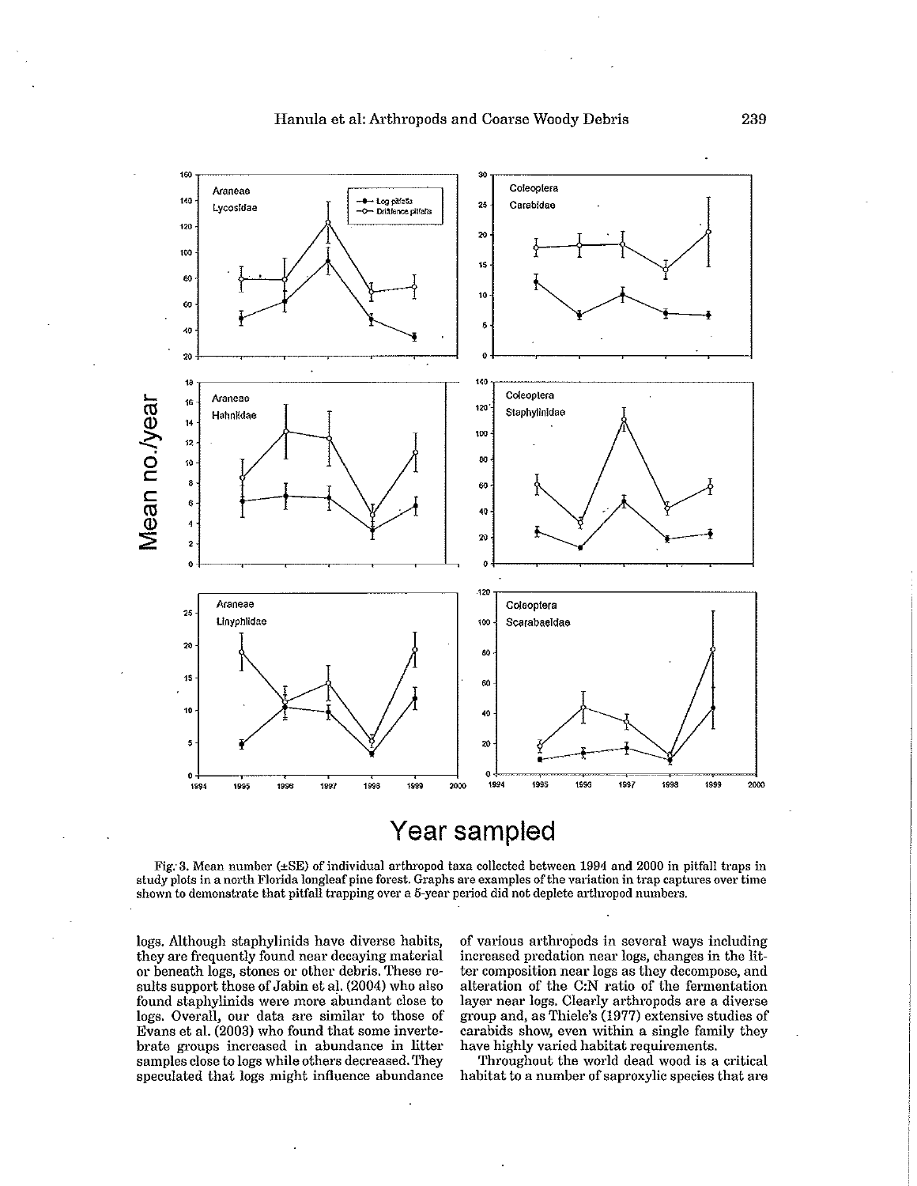Fig. 3. Mean number (±SE) of individual arthropod taxa collected between 1994 and 2000 in pitfall traps in study plots in a north Florida longleaf pine forest. Graphs are examples of the variation in trap captures over time shown to demonstrate that pitfall trapping over a 5-year period did not deplete arthropod numbers.

logs. Although staphylinids have diverse habits, they are frequently found near decaying material or beneath logs, stones or other debris. These results support those of Jabin et al. (2004) who also found staphylinids were more abundant close to logs. Overall, our data are similar to those of Evans et al. (2003) who found that some invertebrate groups increased in abundance in litter samples close to logs while others decreased. They speculated that logs might influence abundance of various arthropods in several ways including increased predation near logs, changes in the litter composition near logs as they decompose, and alteration of the C:N ratio of the fermentation layer near logs. Clearly arthropods are a diverse group and, as Thiele's (1977) extensive studies of carabids show, even within a single family they have highly varied habitat requirements.

Throughout the world dead wood is a critical habitat to a number of saproxylic species that are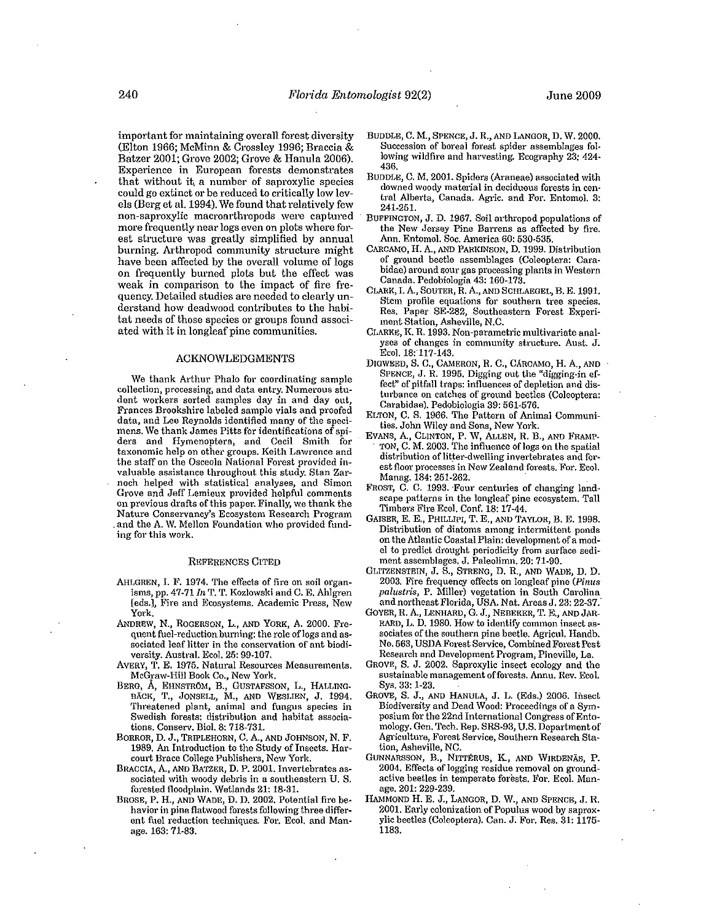important for maintaining overall forest diversity (Elton 1966; McMinn & Crossley 1996; Braccia & Batzer 2001; Grove 2002; Grove & Hanula 2006). Experience in European forests demonstrates that without it, a number of saproxylic species could go extinct or be reduced to critically low levels (Berg et al. 1994). We found that relatively few non-saproxylic macroarthropods were captured more frequently near logs even on plots where forest structure was greatly simplified by annual burning. Arthropod community structure might have been affected by the overall volume of logs on frequently burned plots but the effect was weak in comparison to the impact of fire frequency. Detailed studies are needed to clearly understand how deadwood contributes to the habitat needs of those species or groups found associated with it in longleaf pine communities.

## ACKNOWLEDGMENTS

We thank Arthur Phalo for coordinating sample collection, processing, and data entry. Numerous student workers sorted samples day in and day out, Frances Brookshire labeled sample vials and proofed data, and Lee Reynolds identified many of the specimens. We thank James Pitts for identifications of spiders and Hymenoptera, and Cecil Smith for taxonomic help on other groups. Keith Lawrence and the staff on the Osceola National Forest provided invaluable assistance throughout this study. Stan Zarnoch helped with statistical analyses, and Simon Grove and Jeff Lemieux provided helpful comments on previous drafts of this paper. Finally, we thank the Nature Conservancy's Ecosystem Research Program and the A. W. Mellon Foundation who provided funding for this work.

## REFERENCES CITED

AHLGREN, I. F. 1974. The effects of fire on soil organisms, pp. 47-71 *In* T. T. Kozlowski and C. E. Ahlgren [eds.], Fire and Ecosystems. Academic Press, New York.

ANDREW, N., ROGERSON, L., AND YORK, A. 2000. Frequent fuel-reduction burning: the role of logs and associated leaf litter in the conservation of ant biodiversity. Austral. Ecol. 25: 99-107.

AVERY, T. E. 1975. Natural Resources Measurements. McGraw-Hill Book Co., New York.

BERG, Å, EHNSTRÖM, B., GUSTAFSSON, L., HALLINGBÄCK, T., JONSELL, M., AND WESLIEN, J. 1994. Threatened plant, animal and fungus species in Swedish forests: distribution and habitat associations. Conserv. Biol. 8: 718-731.

BORROR, D. J., TRIPLEHORN, C. A., AND JOHNSON, N. F. 1989. An Introduction to the Study of Insects. Harcourt Brace College Publishers, New York.

BRACCIA, A., AND BATZER, D. P. 2001. Invertebrates associated with woody debris in a southeastern U. S. forested floodplain. Wetlands 21: 18-31.

BROSE, P. H., AND WADE, D. D. 2002. Potential fire behavior in pine flatwood forests following three different fuel reduction techniques. For. Ecol. and Manage. 163: 71-83.

BUDDLE, C. M., SPENCE, J. R., AND LANGOR, D. W. 2000. Succession of boreal forest spider assemblages following wildfire and harvesting. Ecography 23: 424-436.

BUDDLE, C. M. 2001. Spiders (Araneae) associated with downed woody material in deciduous forests in central Alberta, Canada. Agric. and For. Entomol. 3: 241-251.

BUFFINGTON, J. D. 1967. Soil arthropod populations of the New Jersey Pine Barrens as affected by fire. Ann. Entomol. Soc. America 60: 530-535.

CARCAMO, H. A., AND PARKINSON, D. 1999. Distribution of ground beetle assemblages (Coleoptera: Carabidae) around sour gas processing plants in Western Canada. Pedobiologia 43: 160-173.

CLARK, I. A., SOUTER, R. A., AND SCHLAEGEL, B. E. 1991. Stem profile equations for southern tree species. Res. Paper SE-282, Southeastern Forest Experiment Station, Asheville, N.C.

CLARKE, K. R. 1993. Non-parametric multivariate analyses of changes in community structure. Aust. J. Ecol. 18: 117-143.

DIGWEED, S. C., CAMERON, R. C., CÁRCAMO, H. A., AND SPENCE, J. R. 1995. Digging out the "digging-in effect" of pitfall traps: influences of depletion and disturbance on catches of ground beetles (Coleoptera: Carabidae). Pedobiologia 39: 561-576.

ELTON, C. S. 1966. The Pattern of Animal Communities. John Wiley and Sons, New York.

EVANS, A., CLINTON, P. W, ALLEN, R. B., AND FRAMPTON, C. M. 2003. The influence of logs on the spatial distribution of litter-dwelling invertebrates and forest floor processes in New Zealand forests. For. Ecol. Manag. 184: 251-262.

FROST, C. C. 1993. Four centuries of changing landscape patterns in the longleaf pine ecosystem. Tall Timbers Fire Ecol. Conf. 18: 17-44.

GAISER, E. E., PHILLIPI, T. E., AND TAYLOR, B. E. 1998. Distribution of diatoms among intermittent ponds on the Atlantic Coastal Plain: development of a model to predict drought periodicity from surface sediment assemblages. J. Paleolimn. 20: 71-90.

GLITZENSTEIN, J. S., STRENG, D. R., AND WADE, D. D. 2003. Fire frequency effects on longleaf pine (*Pinus palustris*, P. Miller) vegetation in South Carolina and northeast Florida, USA. Nat. Areas J. 23: 22-37.

GOYER, R. A., LENHARD, G. J., NEBEKER, T. E., AND JARRARD, L. D. 1980. How to identify common insect associates of the southern pine beetle. Agricul. Handb. No. 563, USDA Forest Service, Combined Forest Pest Research and Development Program, Pineville, La.

GROVE, S. J. 2002. Saproxylic insect ecology and the sustainable management of forests. Annu. Rev. Ecol. Sys. 33: 1-23.

GROVE, S. J., AND HANULA, J. L. (Eds.) 2006. Insect Biodiversity and Dead Wood: Proceedings of a Symposium for the 22nd International Congress of Entomology. Gen. Tech. Rep. SRS-93, U.S. Department of Agriculture, Forest Service, Southern Research Station, Asheville, NC.

GUNNARSSON, B., NITTÉRUS, K., AND WIRDENÄS, P. 2004. Effects of logging residue removal on ground-active beetles in temperate forests. For. Ecol. Manage. 201: 229-239.

HAMMOND H. E. J., LANGOR, D. W., AND SPENCE, J. R. 2001. Early colonization of Populus wood by saproxylic beetles (Coleoptera). Can. J. For. Res. 31: 1175-1183.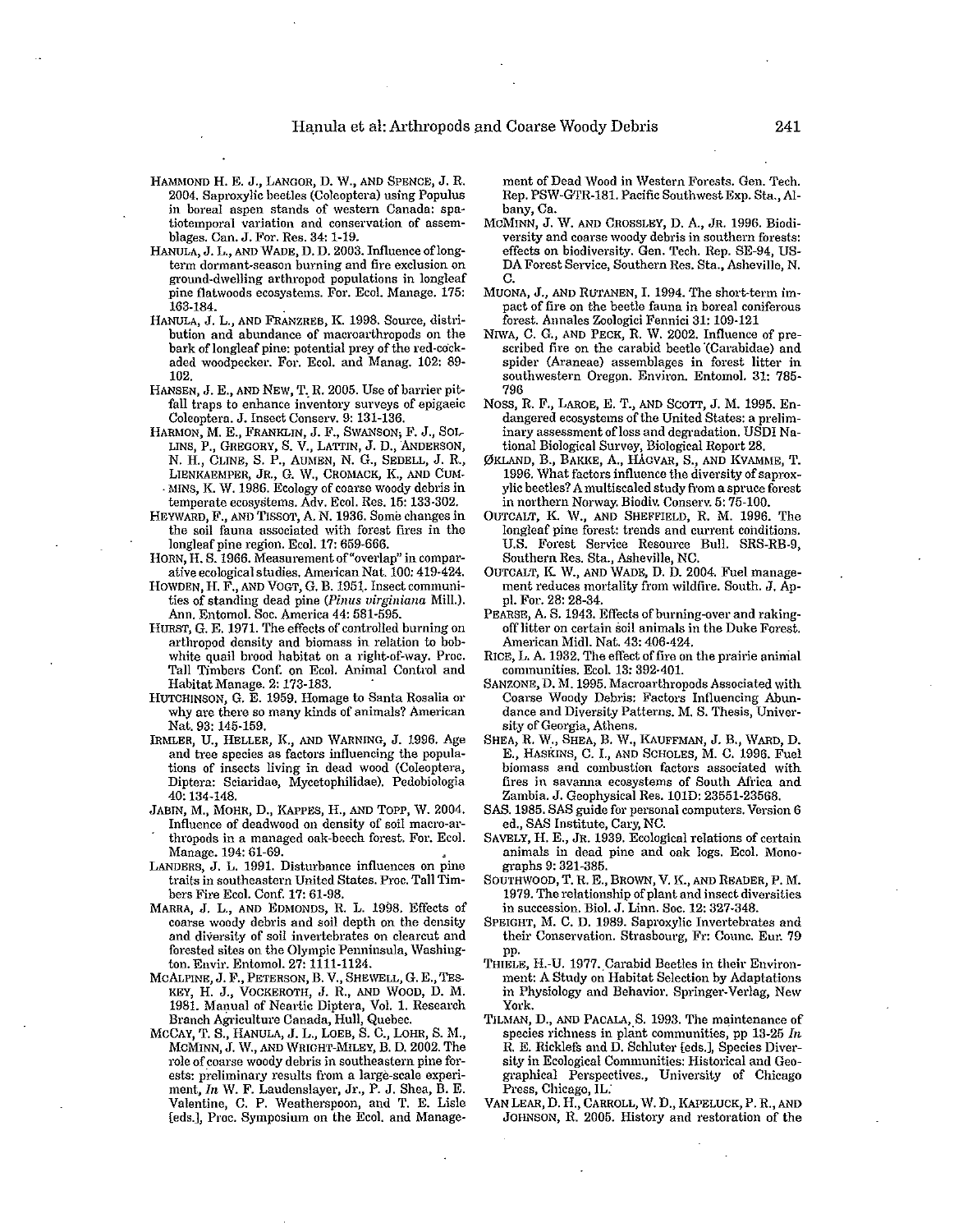HAMMOND H. E. J., LANGOR, D. W., AND SPENCE, J. R. 2004. Saproxylic beetles (Coleoptera) using Populus in boreal aspen stands of western Canada: spatiotemporal variation and conservation of assemblages. Can. J. For. Res. 34: 1-19.

HANULA, J. L., AND WADE, D. D. 2003. Influence of long-term dormant-season burning and fire exclusion on ground-dwelling arthropod populations in longleaf pine flatwoods ecosystems. For. Ecol. Manage. 175: 163-184.

HANULA, J. L., AND FRANZREB, K. 1998. Source, distribution and abundance of macroarthropods on the bark of longleaf pine: potential prey of the red-cockaded woodpecker. For. Ecol. and Manag. 102: 89-102.

HANSEN, J. E., AND NEW, T. R. 2005. Use of barrier pitfall traps to enhance inventory surveys of epigaeic Coleoptera. J. Insect Conserv. 9: 131-136.

HARMON, M. E., FRANKLIN, J. F., SWANSON, F. J., SOLLINS, P., GREGORY, S. V., LATTIN, J. D., ANDERSON, N. H., CLINE, S. P., AUMEN, N. G., SEDELL, J. R., LIENKAEMPER, JR., G. W., CROMACK, K., AND CUMMINS, K. W. 1986. Ecology of coarse woody debris in temperate ecosystems. Adv. Ecol. Res. 15: 133-302.

HEYWARD, F., AND TISSOT, A. N. 1936. Some changes in the soil fauna associated with forest fires in the longleaf pine region. Ecol. 17: 659-666.

HORN, H. S. 1966. Measurement of "overlap" in comparative ecological studies. American Nat. 100: 419-424.

HOWDEN, H. F., AND VOGT, G. B. 1951. Insect communities of standing dead pine (*Pinus virginiana* Mill.). Ann. Entomol. Soc. America 44: 581-595.

HURST, G. E. 1971. The effects of controlled burning on arthropod density and biomass in relation to bobwhite quail brood habitat on a right-of-way. Proc. Tall Timbers Conf. on Ecol. Animal Control and Habitat Manage. 2: 173-183.

HUTCHINSON, G. E. 1959. Homage to Santa Rosalia or why are there so many kinds of animals? American Nat. 93: 145-159.

IRMLER, U., HELLER, K., AND WARNING, J. 1996. Age and tree species as factors influencing the populations of insects living in dead wood (Coleoptera, Diptera: Sciaridae, Mycetophilidae). Pedobiologia 40: 134-148.

JABIN, M., MOHR, D., KAPPES, H., AND TOPP, W. 2004. Influence of deadwood on density of soil macro-arthropods in a managed oak-beech forest. For. Ecol. Manage. 194: 61-69.

LANDERS, J. L. 1991. Disturbance influences on pine traits in southeastern United States. Proc. Tall Timbers Fire Ecol. Conf. 17: 61-98.

MARRA, J. L., AND EDMONDS, R. L. 1998. Effects of coarse woody debris and soil depth on the density and diversity of soil invertebrates on clearcut and forested sites on the Olympic Penninsula, Washington. Envir. Entomol. 27: 1111-1124.

MCALPINE, J. F., PETERSON, B. V., SHEWELL, G. E., TESKEY, H. J., VOCKEROTH, J. R., AND WOOD, D. M. 1981. Manual of Nearctic Diptera, Vol. 1. Research Branch Agriculture Canada, Hull, Quebec.

MCCAY, T. S., HANULA, J. L., LOEB, S. C., LOHR, S. M., MCMINN, J. W., AND WRIGHT-MILEY, B. D. 2002. The role of coarse woody debris in southeastern pine forests: preliminary results from a large-scale experiment, *In* W. F. Laudenslayer, Jr., P. J. Shea, B. E. Valentine, C. P. Weatherspoon, and T. E. Lisle [eds.], Proc. Symposium on the Ecol. and Management of Dead Wood in Western Forests. Gen. Tech. Rep. PSW-GTR-181. Pacific Southwest Exp. Sta., Albany, Ca.

MCMINN, J. W. AND CROSSLEY, D. A., JR. 1996. Biodiversity and coarse woody debris in southern forests: effects on biodiversity. Gen. Tech. Rep. SE-94, USDA Forest Service, Southern Res. Sta., Asheville, N. C.

MUONA, J., AND RUTANEN, I. 1994. The short-term impact of fire on the beetle fauna in boreal coniferous forest. Annales Zoologici Fennici 31: 109-121

NIWA, C. G., AND PECK, R. W. 2002. Influence of prescribed fire on the carabid beetle (Carabidae) and spider (Araneae) assemblages in forest litter in southwestern Oregon. Environ. Entomol. 31: 785-796

NOSS, R. F., LAROE, E. T., AND SCOTT, J. M. 1995. Endangered ecosystems of the United States: a preliminary assessment of loss and degradation. USDI National Biological Survey, Biological Report 28.

ØKLAND, B., BAKKE, A., HÅGVAR, S., AND KVAMME, T. 1996. What factors influence the diversity of saproxylic beetles? A multiscaled study from a spruce forest in northern Norway. Biodiv. Conserv. 5: 75-100.

OUTCALT, K. W., AND SHEFFIELD, R. M. 1996. The longleaf pine forest: trends and current conditions. U.S. Forest Service Resource Bull. SRS-RB-9, Southern Res. Sta., Asheville, NC.

OUTCALT, K. W., AND WADE, D. D. 2004. Fuel management reduces mortality from wildfire. South. J. Appl. For. 28: 28-34.

PEARSE, A. S. 1943. Effects of burning-over and raking-off litter on certain soil animals in the Duke Forest. American Midl. Nat. 43: 406-424.

RICE, L. A. 1932. The effect of fire on the prairie animal communities. Ecol. 13: 392-401.

SANZONE, D. M. 1995. Macroarthropods Associated with Coarse Woody Debris: Factors Influencing Abundance and Diversity Patterns. M. S. Thesis, University of Georgia, Athens.

SHEA, R. W., SHEA, B. W., KAUFFMAN, J. B., WARD, D. E., HASKINS, C. I., AND SCHOLES, M. C. 1996. Fuel biomass and combustion factors associated with fires in savanna ecosystems of South Africa and Zambia. J. Geophysical Res. 101D: 23551-23568.

SAS. 1985. SAS guide for personal computers. Version 6 ed., SAS Institute, Cary, NC.

SAVELY, H. E., JR. 1939. Ecological relations of certain animals in dead pine and oak logs. Ecol. Monographs 9: 321-385.

SOUTHWOOD, T. R. E., BROWN, V. K., AND READER, P. M. 1979. The relationship of plant and insect diversities in succession. Biol. J. Linn. Soc. 12: 327-348.

SPEIGHT, M. C. D. 1989. Saproxylic Invertebrates and their Conservation. Strasbourg, Fr: Counc. Eur. 79 pp.

THIELE, H.-U. 1977. Carabid Beetles in their Environment: A Study on Habitat Selection by Adaptations in Physiology and Behavior. Springer-Verlag, New York.

TILMAN, D., AND PACALA, S. 1993. The maintenance of species richness in plant communities, pp 13-25 *In* R. E. Ricklefs and D. Schluter [eds.], Species Diversity in Ecological Communities: Historical and Geographical Perspectives., University of Chicago Press, Chicago, IL.

VAN LEAR, D. H., CARROLL, W. D., KAPELUCK, P. R., AND JOHNSON, R. 2005. History and restoration of the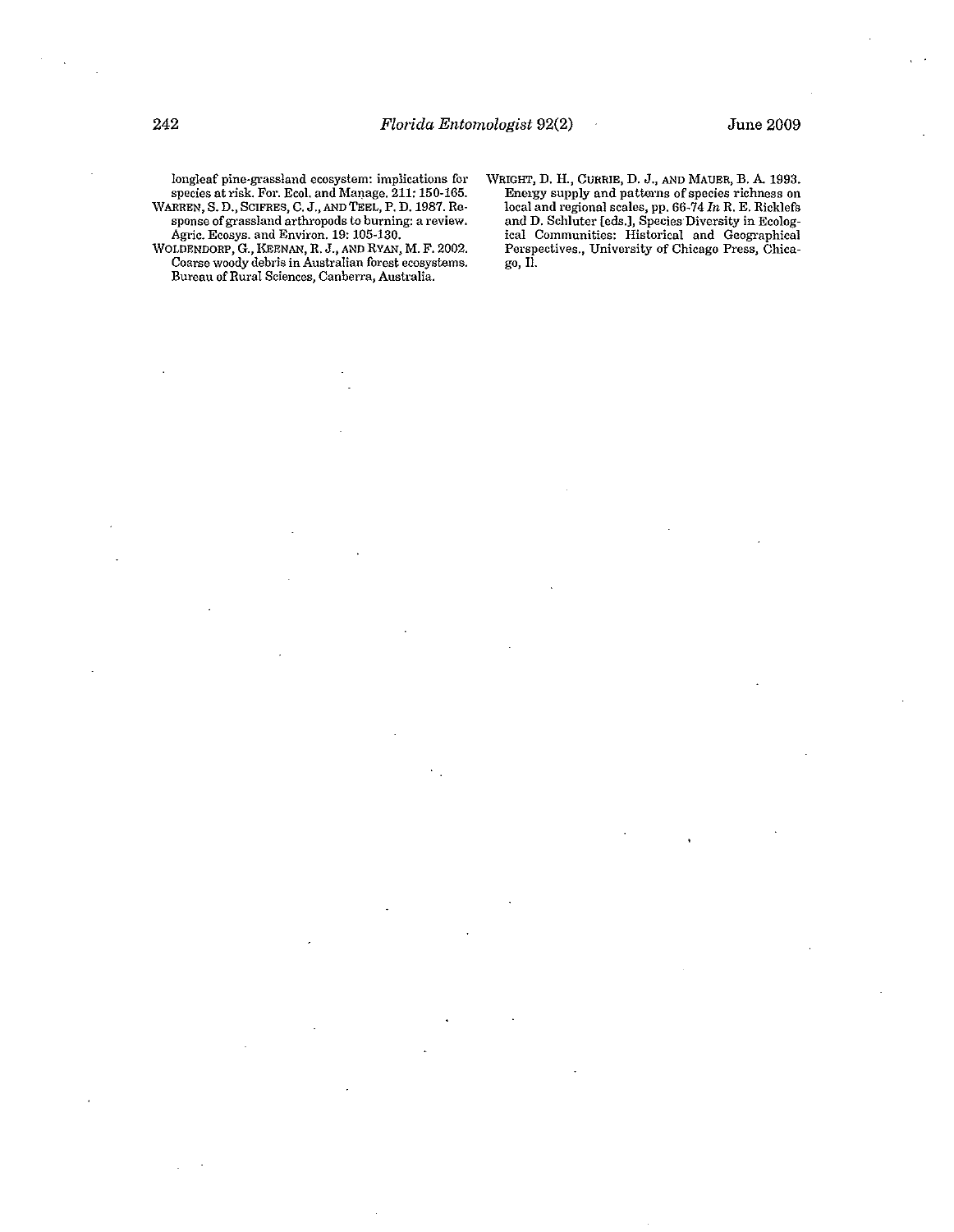longleaf pine-grassland ecosystem: implications for species at risk. For. Ecol. and Manage. 211: 150-165.

WARREN, S. D., SCIFRES, C. J., AND TEEL, P. D. 1987. Response of grassland arthropods to burning: a review. Agric. Ecosys. and Environ. 19: 105-130.

WOLDENDORP, G., KEENAN, R. J., AND RYAN, M. F. 2002. Coarse woody debris in Australian forest ecosystems. Bureau of Rural Sciences, Canberra, Australia.

WRIGHT, D. H., CURRIE, D. J., AND MAURER, B. A. 1993. Energy supply and patterns of species richness on local and regional scales, pp. 66-74 *In* R. E. Ricklefs and D. Schluter [eds.], Species Diversity in Ecological Communities: Historical and Geographical Perspectives., University of Chicago Press, Chicago, Il.